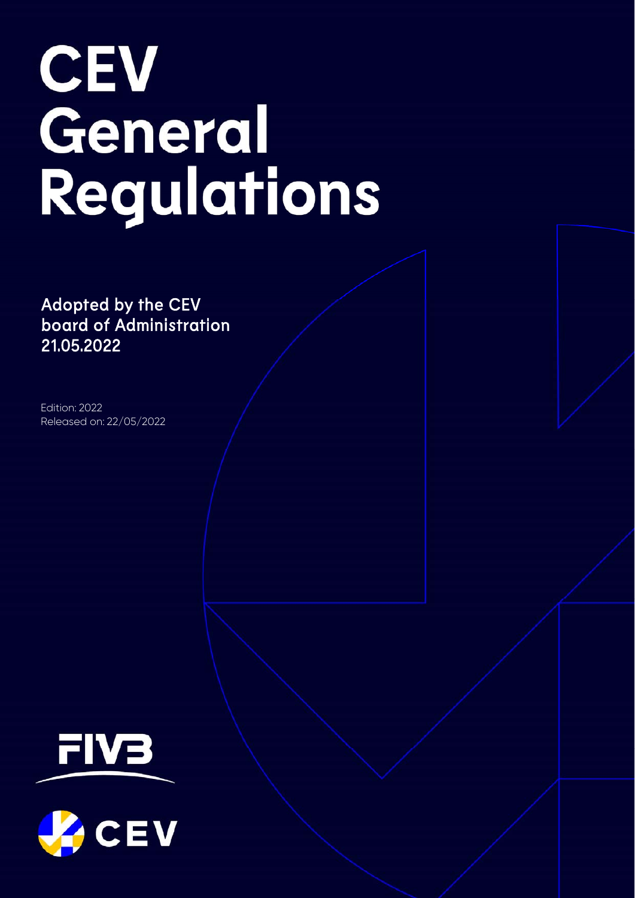# CEV General Regulations

**Adopted by the CEV board of Administration 21.05.2022**

Edition: 2022
Released on: 22/05/2022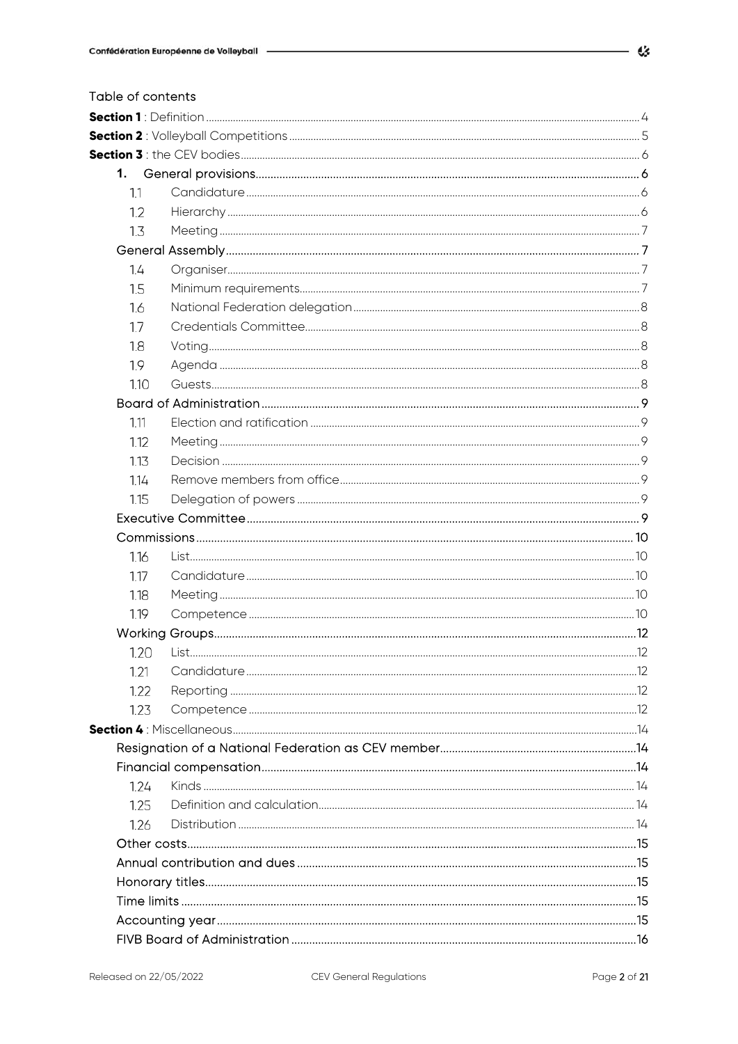Table of contents

**Section 1** : Definition ... 4
**Section 2** : Volleyball Competitions ... 5
**Section 3** : the CEV bodies ... 6

1. General provisions ... 6
   - 1.1 Candidature ... 6
   - 1.2 Hierarchy ... 6
   - 1.3 Meeting ... 7

General Assembly ... 7

- 1.4 Organiser ... 7
- 1.5 Minimum requirements ... 7
- 1.6 National Federation delegation ... 8
- 1.7 Credentials Committee ... 8
- 1.8 Voting ... 8
- 1.9 Agenda ... 8
- 1.10 Guests ... 8

Board of Administration ... 9

- 1.11 Election and ratification ... 9
- 1.12 Meeting ... 9
- 1.13 Decision ... 9
- 1.14 Remove members from office ... 9
- 1.15 Delegation of powers ... 9

Executive Committee ... 9

Commissions ... 10

- 1.16 List ... 10
- 1.17 Candidature ... 10
- 1.18 Meeting ... 10
- 1.19 Competence ... 10

Working Groups ... 12

- 1.20 List ... 12
- 1.21 Candidature ... 12
- 1.22 Reporting ... 12
- 1.23 Competence ... 12

**Section 4** : Miscellaneous ... 14

Resignation of a National Federation as CEV member ... 14

Financial compensation ... 14

- 1.24 Kinds ... 14
- 1.25 Definition and calculation ... 14
- 1.26 Distribution ... 14

Other costs ... 15

Annual contribution and dues ... 15

Honorary titles ... 15

Time limits ... 15

Accounting year ... 15

FIVB Board of Administration ... 16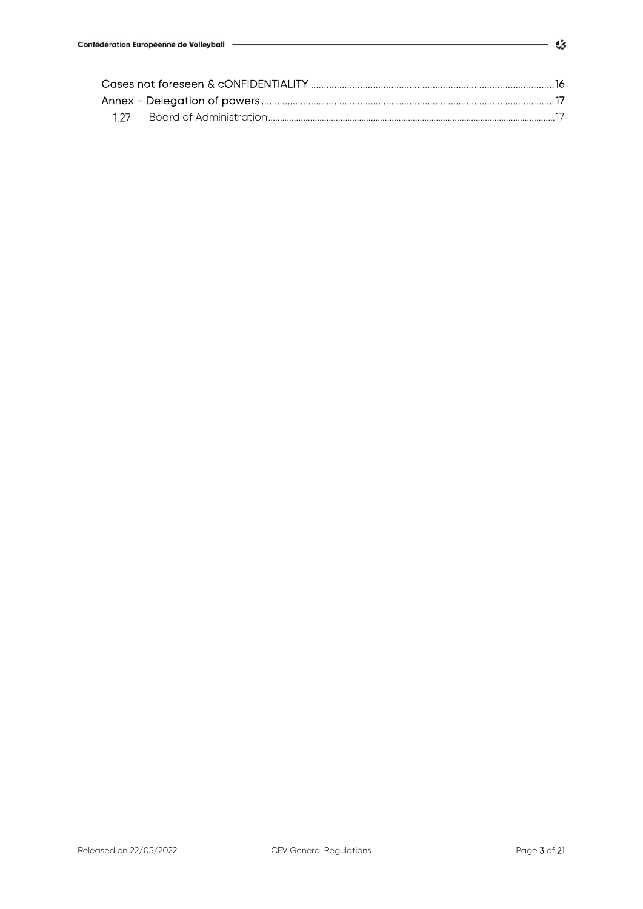Cases not foreseen & cONFIDENTIALITY ....................................................................................16

Annex - Delegation of powers .......................................................................................................17

1.27 Board of Administration .......................................................................................................17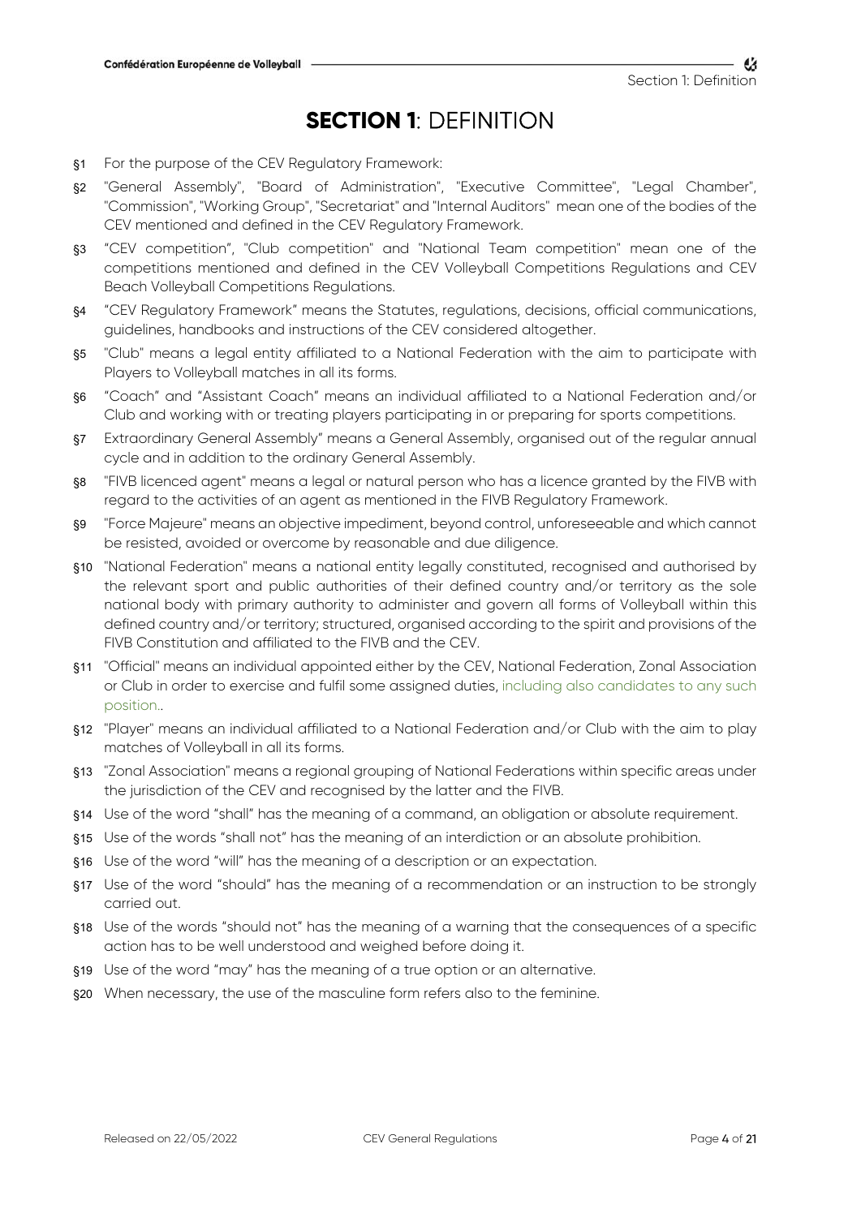# SECTION 1: DEFINITION

§1 For the purpose of the CEV Regulatory Framework:

§2 "General Assembly", "Board of Administration", "Executive Committee", "Legal Chamber", "Commission", "Working Group", "Secretariat" and "Internal Auditors" mean one of the bodies of the CEV mentioned and defined in the CEV Regulatory Framework.

§3 "CEV competition", "Club competition" and "National Team competition" mean one of the competitions mentioned and defined in the CEV Volleyball Competitions Regulations and CEV Beach Volleyball Competitions Regulations.

§4 "CEV Regulatory Framework" means the Statutes, regulations, decisions, official communications, guidelines, handbooks and instructions of the CEV considered altogether.

§5 "Club" means a legal entity affiliated to a National Federation with the aim to participate with Players to Volleyball matches in all its forms.

§6 "Coach" and "Assistant Coach" means an individual affiliated to a National Federation and/or Club and working with or treating players participating in or preparing for sports competitions.

§7 Extraordinary General Assembly" means a General Assembly, organised out of the regular annual cycle and in addition to the ordinary General Assembly.

§8 "FIVB licenced agent" means a legal or natural person who has a licence granted by the FIVB with regard to the activities of an agent as mentioned in the FIVB Regulatory Framework.

§9 "Force Majeure" means an objective impediment, beyond control, unforeseeable and which cannot be resisted, avoided or overcome by reasonable and due diligence.

§10 "National Federation" means a national entity legally constituted, recognised and authorised by the relevant sport and public authorities of their defined country and/or territory as the sole national body with primary authority to administer and govern all forms of Volleyball within this defined country and/or territory; structured, organised according to the spirit and provisions of the FIVB Constitution and affiliated to the FIVB and the CEV.

§11 "Official" means an individual appointed either by the CEV, National Federation, Zonal Association or Club in order to exercise and fulfil some assigned duties, including also candidates to any such position..

§12 "Player" means an individual affiliated to a National Federation and/or Club with the aim to play matches of Volleyball in all its forms.

§13 "Zonal Association" means a regional grouping of National Federations within specific areas under the jurisdiction of the CEV and recognised by the latter and the FIVB.

§14 Use of the word "shall" has the meaning of a command, an obligation or absolute requirement.

§15 Use of the words "shall not" has the meaning of an interdiction or an absolute prohibition.

§16 Use of the word "will" has the meaning of a description or an expectation.

§17 Use of the word "should" has the meaning of a recommendation or an instruction to be strongly carried out.

§18 Use of the words "should not" has the meaning of a warning that the consequences of a specific action has to be well understood and weighed before doing it.

§19 Use of the word "may" has the meaning of a true option or an alternative.

§20 When necessary, the use of the masculine form refers also to the feminine.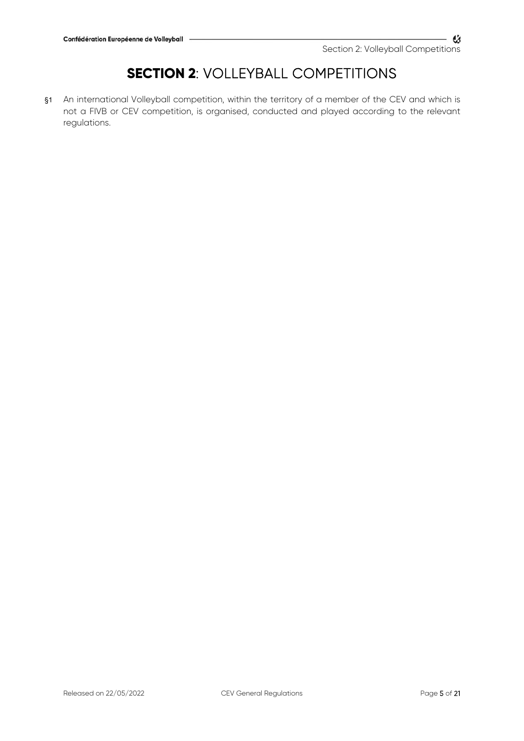# **SECTION 2**: VOLLEYBALL COMPETITIONS

§1 An international Volleyball competition, within the territory of a member of the CEV and which is not a FIVB or CEV competition, is organised, conducted and played according to the relevant regulations.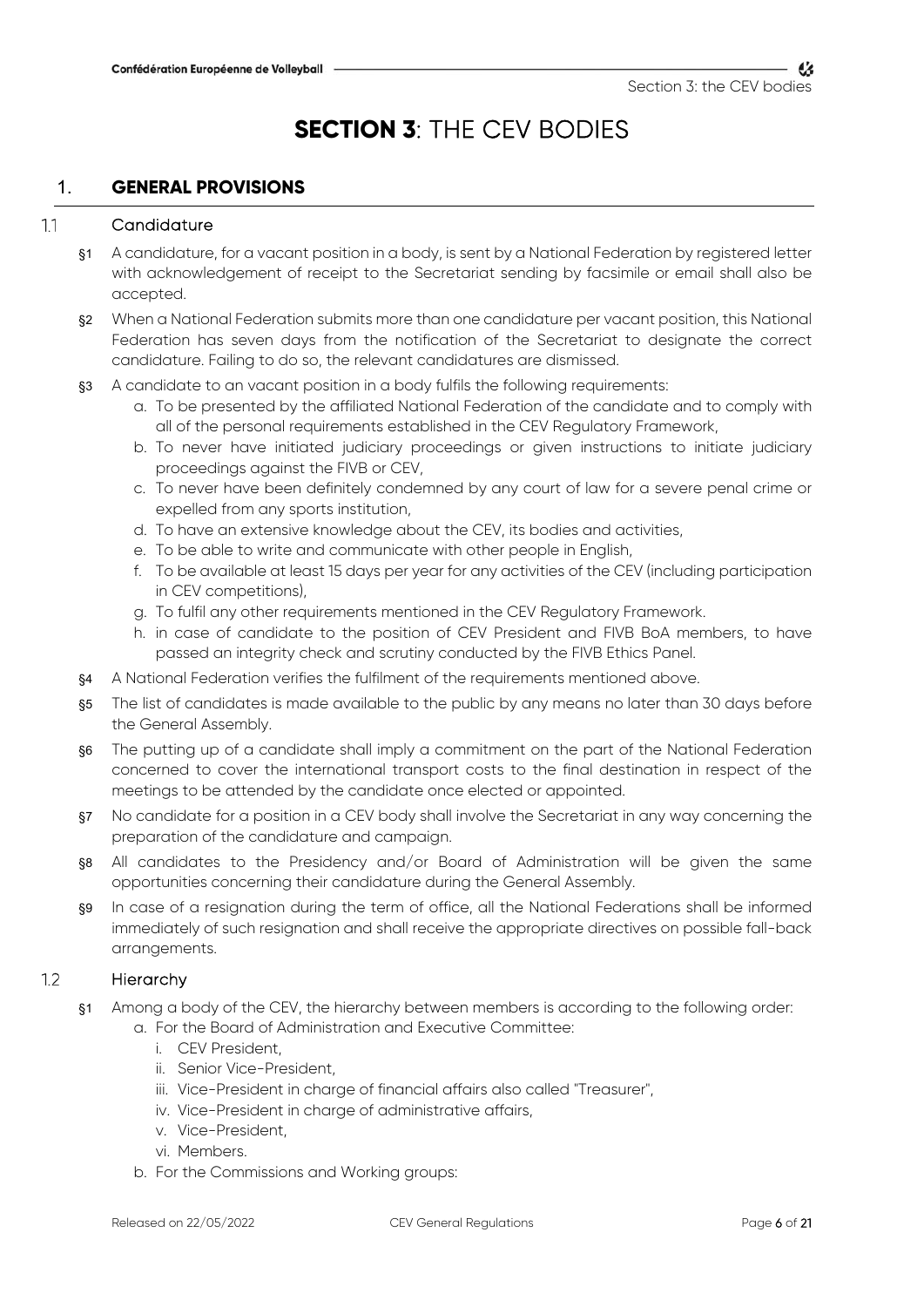# SECTION 3: THE CEV BODIES

## 1. GENERAL PROVISIONS

### 1.1 Candidature

§1 A candidature, for a vacant position in a body, is sent by a National Federation by registered letter with acknowledgement of receipt to the Secretariat sending by facsimile or email shall also be accepted.

§2 When a National Federation submits more than one candidature per vacant position, this National Federation has seven days from the notification of the Secretariat to designate the correct candidature. Failing to do so, the relevant candidatures are dismissed.

§3 A candidate to an vacant position in a body fulfils the following requirements:

a. To be presented by the affiliated National Federation of the candidate and to comply with all of the personal requirements established in the CEV Regulatory Framework,
b. To never have initiated judiciary proceedings or given instructions to initiate judiciary proceedings against the FIVB or CEV,
c. To never have been definitely condemned by any court of law for a severe penal crime or expelled from any sports institution,
d. To have an extensive knowledge about the CEV, its bodies and activities,
e. To be able to write and communicate with other people in English,
f. To be available at least 15 days per year for any activities of the CEV (including participation in CEV competitions),
g. To fulfil any other requirements mentioned in the CEV Regulatory Framework.
h. in case of candidate to the position of CEV President and FIVB BoA members, to have passed an integrity check and scrutiny conducted by the FIVB Ethics Panel.

§4 A National Federation verifies the fulfilment of the requirements mentioned above.

§5 The list of candidates is made available to the public by any means no later than 30 days before the General Assembly.

§6 The putting up of a candidate shall imply a commitment on the part of the National Federation concerned to cover the international transport costs to the final destination in respect of the meetings to be attended by the candidate once elected or appointed.

§7 No candidate for a position in a CEV body shall involve the Secretariat in any way concerning the preparation of the candidature and campaign.

§8 All candidates to the Presidency and/or Board of Administration will be given the same opportunities concerning their candidature during the General Assembly.

§9 In case of a resignation during the term of office, all the National Federations shall be informed immediately of such resignation and shall receive the appropriate directives on possible fall-back arrangements.

### 1.2 Hierarchy

§1 Among a body of the CEV, the hierarchy between members is according to the following order:

a. For the Board of Administration and Executive Committee:
   i. CEV President,
   ii. Senior Vice-President,
   iii. Vice-President in charge of financial affairs also called "Treasurer",
   iv. Vice-President in charge of administrative affairs,
   v. Vice-President,
   vi. Members.
b. For the Commissions and Working groups: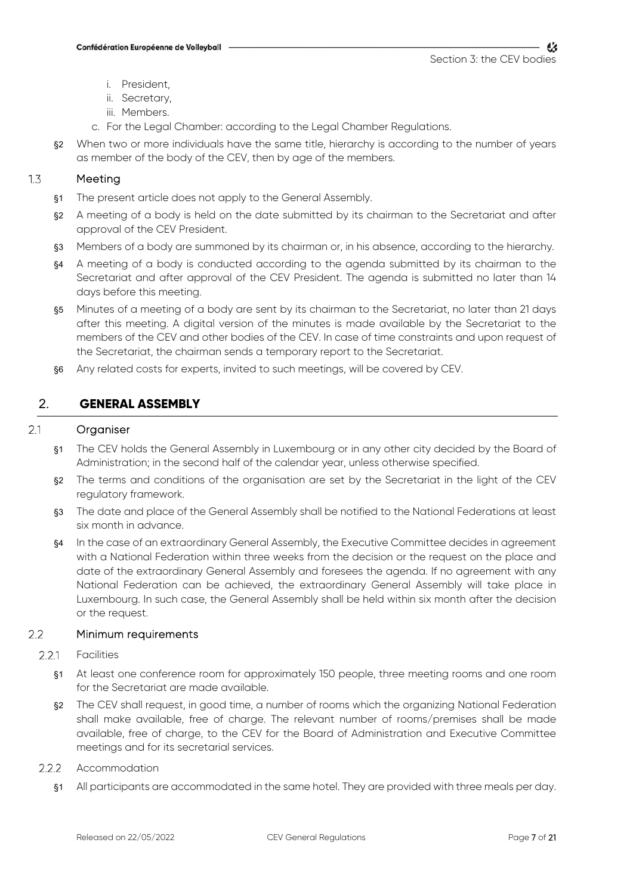i. President,
   ii. Secretary,
   iii. Members.

c. For the Legal Chamber: according to the Legal Chamber Regulations.

§2 When two or more individuals have the same title, hierarchy is according to the number of years as member of the body of the CEV, then by age of the members.

### 1.3 Meeting

§1 The present article does not apply to the General Assembly.

§2 A meeting of a body is held on the date submitted by its chairman to the Secretariat and after approval of the CEV President.

§3 Members of a body are summoned by its chairman or, in his absence, according to the hierarchy.

§4 A meeting of a body is conducted according to the agenda submitted by its chairman to the Secretariat and after approval of the CEV President. The agenda is submitted no later than 14 days before this meeting.

§5 Minutes of a meeting of a body are sent by its chairman to the Secretariat, no later than 21 days after this meeting. A digital version of the minutes is made available by the Secretariat to the members of the CEV and other bodies of the CEV. In case of time constraints and upon request of the Secretariat, the chairman sends a temporary report to the Secretariat.

§6 Any related costs for experts, invited to such meetings, will be covered by CEV.

## 2. GENERAL ASSEMBLY

### 2.1 Organiser

§1 The CEV holds the General Assembly in Luxembourg or in any other city decided by the Board of Administration; in the second half of the calendar year, unless otherwise specified.

§2 The terms and conditions of the organisation are set by the Secretariat in the light of the CEV regulatory framework.

§3 The date and place of the General Assembly shall be notified to the National Federations at least six month in advance.

§4 In the case of an extraordinary General Assembly, the Executive Committee decides in agreement with a National Federation within three weeks from the decision or the request on the place and date of the extraordinary General Assembly and foresees the agenda. If no agreement with any National Federation can be achieved, the extraordinary General Assembly will take place in Luxembourg. In such case, the General Assembly shall be held within six month after the decision or the request.

### 2.2 Minimum requirements

#### 2.2.1 Facilities

§1 At least one conference room for approximately 150 people, three meeting rooms and one room for the Secretariat are made available.

§2 The CEV shall request, in good time, a number of rooms which the organizing National Federation shall make available, free of charge. The relevant number of rooms/premises shall be made available, free of charge, to the CEV for the Board of Administration and Executive Committee meetings and for its secretarial services.

#### 2.2.2 Accommodation

§1 All participants are accommodated in the same hotel. They are provided with three meals per day.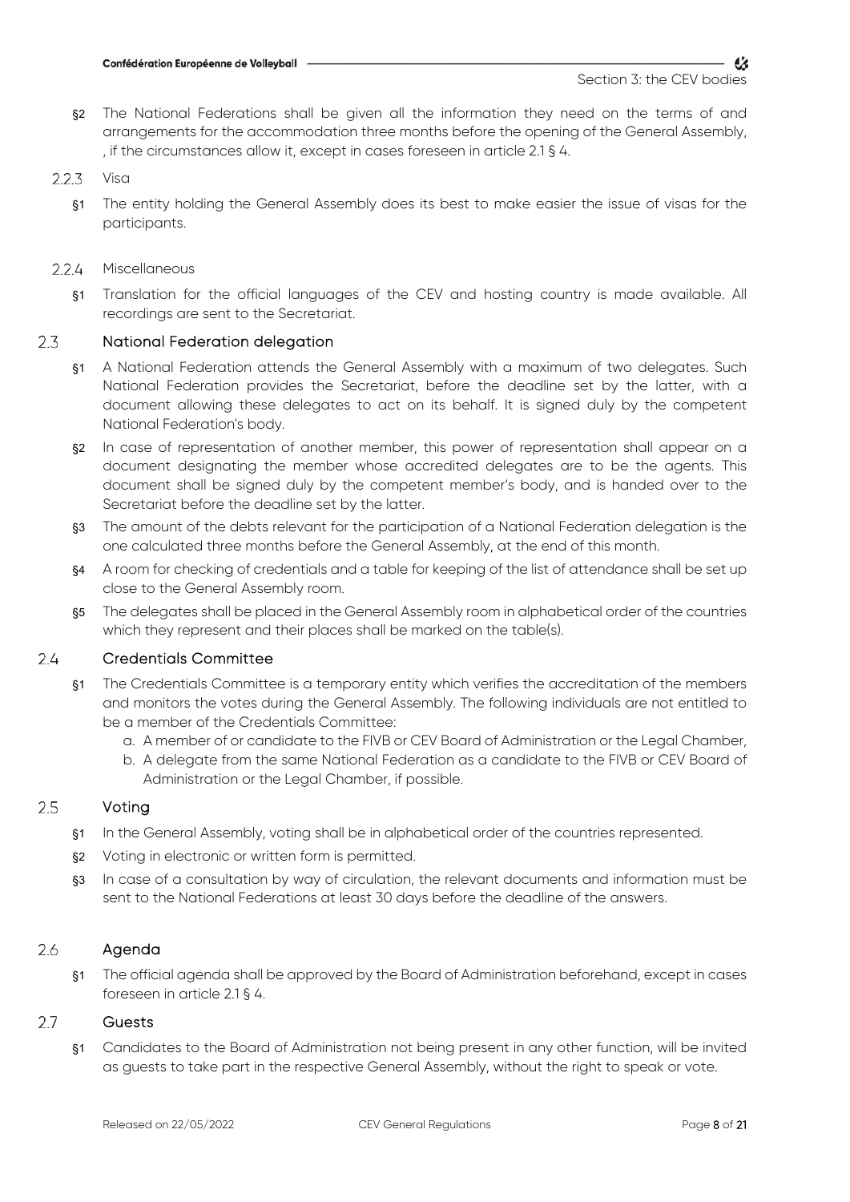§2 The National Federations shall be given all the information they need on the terms of and arrangements for the accommodation three months before the opening of the General Assembly, , if the circumstances allow it, except in cases foreseen in article 2.1 § 4.

#### 2.2.3 Visa

§1 The entity holding the General Assembly does its best to make easier the issue of visas for the participants.

#### 2.2.4 Miscellaneous

§1 Translation for the official languages of the CEV and hosting country is made available. All recordings are sent to the Secretariat.

### 2.3 National Federation delegation

§1 A National Federation attends the General Assembly with a maximum of two delegates. Such National Federation provides the Secretariat, before the deadline set by the latter, with a document allowing these delegates to act on its behalf. It is signed duly by the competent National Federation's body.

§2 In case of representation of another member, this power of representation shall appear on a document designating the member whose accredited delegates are to be the agents. This document shall be signed duly by the competent member's body, and is handed over to the Secretariat before the deadline set by the latter.

§3 The amount of the debts relevant for the participation of a National Federation delegation is the one calculated three months before the General Assembly, at the end of this month.

§4 A room for checking of credentials and a table for keeping of the list of attendance shall be set up close to the General Assembly room.

§5 The delegates shall be placed in the General Assembly room in alphabetical order of the countries which they represent and their places shall be marked on the table(s).

### 2.4 Credentials Committee

§1 The Credentials Committee is a temporary entity which verifies the accreditation of the members and monitors the votes during the General Assembly. The following individuals are not entitled to be a member of the Credentials Committee:

a. A member of or candidate to the FIVB or CEV Board of Administration or the Legal Chamber,
b. A delegate from the same National Federation as a candidate to the FIVB or CEV Board of Administration or the Legal Chamber, if possible.

### 2.5 Voting

§1 In the General Assembly, voting shall be in alphabetical order of the countries represented.

§2 Voting in electronic or written form is permitted.

§3 In case of a consultation by way of circulation, the relevant documents and information must be sent to the National Federations at least 30 days before the deadline of the answers.

### 2.6 Agenda

§1 The official agenda shall be approved by the Board of Administration beforehand, except in cases foreseen in article 2.1 § 4.

### 2.7 Guests

§1 Candidates to the Board of Administration not being present in any other function, will be invited as guests to take part in the respective General Assembly, without the right to speak or vote.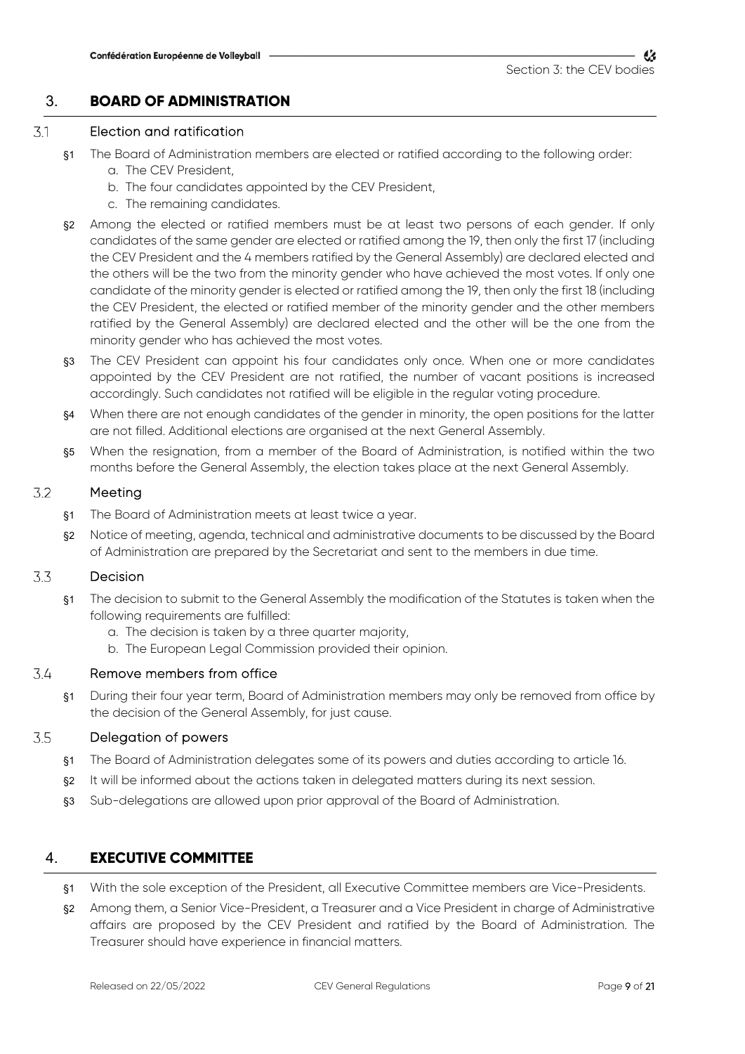## 3. BOARD OF ADMINISTRATION

### 3.1 Election and ratification

§1 The Board of Administration members are elected or ratified according to the following order:

a. The CEV President,
b. The four candidates appointed by the CEV President,
c. The remaining candidates.

§2 Among the elected or ratified members must be at least two persons of each gender. If only candidates of the same gender are elected or ratified among the 19, then only the first 17 (including the CEV President and the 4 members ratified by the General Assembly) are declared elected and the others will be the two from the minority gender who have achieved the most votes. If only one candidate of the minority gender is elected or ratified among the 19, then only the first 18 (including the CEV President, the elected or ratified member of the minority gender and the other members ratified by the General Assembly) are declared elected and the other will be the one from the minority gender who has achieved the most votes.

§3 The CEV President can appoint his four candidates only once. When one or more candidates appointed by the CEV President are not ratified, the number of vacant positions is increased accordingly. Such candidates not ratified will be eligible in the regular voting procedure.

§4 When there are not enough candidates of the gender in minority, the open positions for the latter are not filled. Additional elections are organised at the next General Assembly.

§5 When the resignation, from a member of the Board of Administration, is notified within the two months before the General Assembly, the election takes place at the next General Assembly.

### 3.2 Meeting

§1 The Board of Administration meets at least twice a year.

§2 Notice of meeting, agenda, technical and administrative documents to be discussed by the Board of Administration are prepared by the Secretariat and sent to the members in due time.

### 3.3 Decision

§1 The decision to submit to the General Assembly the modification of the Statutes is taken when the following requirements are fulfilled:

a. The decision is taken by a three quarter majority,
b. The European Legal Commission provided their opinion.

### 3.4 Remove members from office

§1 During their four year term, Board of Administration members may only be removed from office by the decision of the General Assembly, for just cause.

### 3.5 Delegation of powers

§1 The Board of Administration delegates some of its powers and duties according to article 16.

§2 It will be informed about the actions taken in delegated matters during its next session.

§3 Sub-delegations are allowed upon prior approval of the Board of Administration.

## 4. EXECUTIVE COMMITTEE

§1 With the sole exception of the President, all Executive Committee members are Vice-Presidents.

§2 Among them, a Senior Vice-President, a Treasurer and a Vice President in charge of Administrative affairs are proposed by the CEV President and ratified by the Board of Administration. The Treasurer should have experience in financial matters.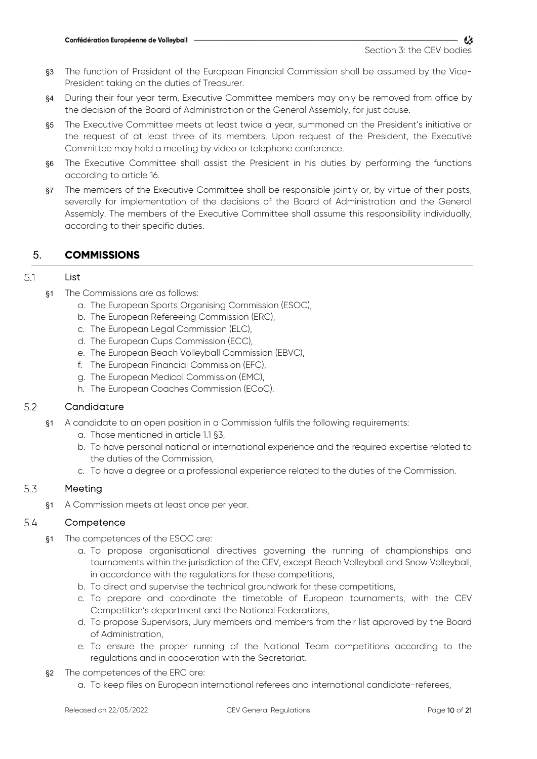§3 The function of President of the European Financial Commission shall be assumed by the Vice-President taking on the duties of Treasurer.

§4 During their four year term, Executive Committee members may only be removed from office by the decision of the Board of Administration or the General Assembly, for just cause.

§5 The Executive Committee meets at least twice a year, summoned on the President's initiative or the request of at least three of its members. Upon request of the President, the Executive Committee may hold a meeting by video or telephone conference.

§6 The Executive Committee shall assist the President in his duties by performing the functions according to article 16.

§7 The members of the Executive Committee shall be responsible jointly or, by virtue of their posts, severally for implementation of the decisions of the Board of Administration and the General Assembly. The members of the Executive Committee shall assume this responsibility individually, according to their specific duties.

## 5. COMMISSIONS

### 5.1 List

§1 The Commissions are as follows:

a. The European Sports Organising Commission (ESOC),
b. The European Refereeing Commission (ERC),
c. The European Legal Commission (ELC),
d. The European Cups Commission (ECC),
e. The European Beach Volleyball Commission (EBVC),
f. The European Financial Commission (EFC),
g. The European Medical Commission (EMC),
h. The European Coaches Commission (ECoC).

### 5.2 Candidature

§1 A candidate to an open position in a Commission fulfils the following requirements:

a. Those mentioned in article 1.1 §3,
b. To have personal national or international experience and the required expertise related to the duties of the Commission,
c. To have a degree or a professional experience related to the duties of the Commission.

### 5.3 Meeting

§1 A Commission meets at least once per year.

### 5.4 Competence

§1 The competences of the ESOC are:

a. To propose organisational directives governing the running of championships and tournaments within the jurisdiction of the CEV, except Beach Volleyball and Snow Volleyball, in accordance with the regulations for these competitions,
b. To direct and supervise the technical groundwork for these competitions,
c. To prepare and coordinate the timetable of European tournaments, with the CEV Competition's department and the National Federations,
d. To propose Supervisors, Jury members and members from their list approved by the Board of Administration,
e. To ensure the proper running of the National Team competitions according to the regulations and in cooperation with the Secretariat.

§2 The competences of the ERC are:

a. To keep files on European international referees and international candidate-referees,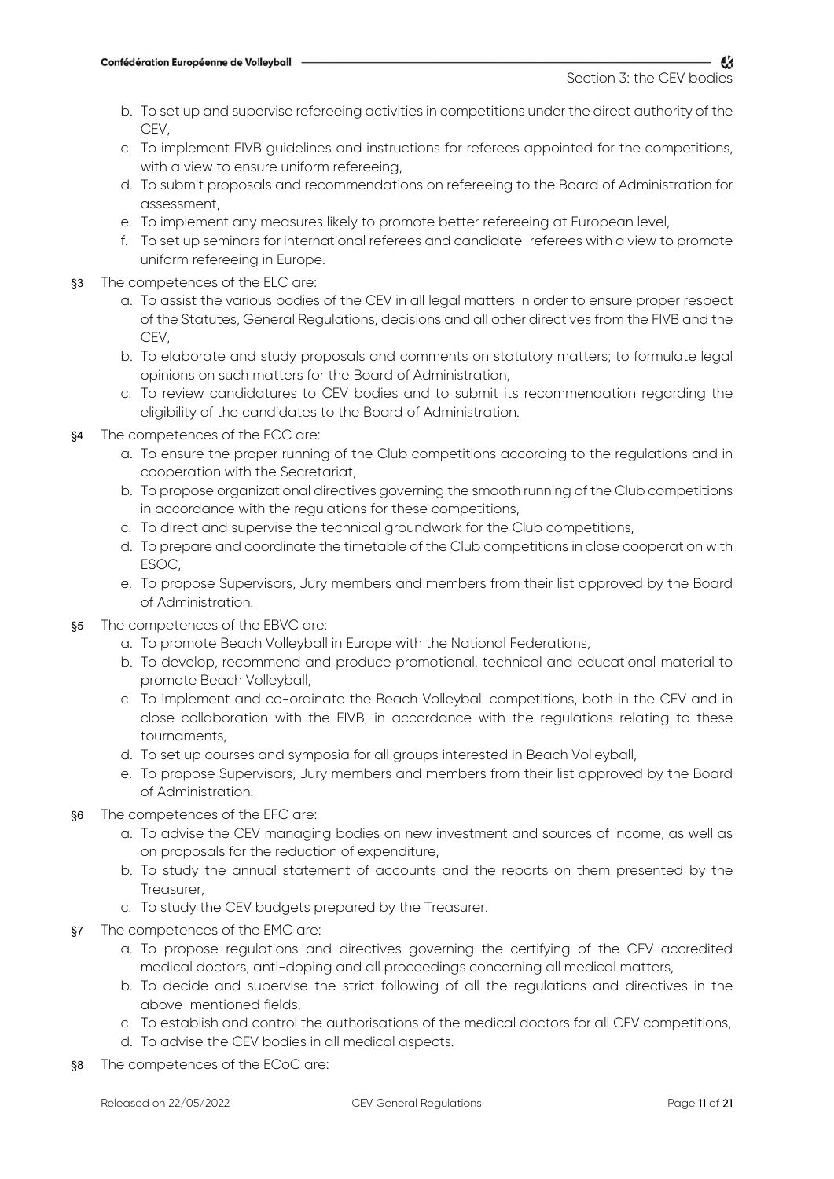b. To set up and supervise refereeing activities in competitions under the direct authority of the CEV,
c. To implement FIVB guidelines and instructions for referees appointed for the competitions, with a view to ensure uniform refereeing,
d. To submit proposals and recommendations on refereeing to the Board of Administration for assessment,
e. To implement any measures likely to promote better refereeing at European level,
f. To set up seminars for international referees and candidate-referees with a view to promote uniform refereeing in Europe.

§3 The competences of the ELC are:

a. To assist the various bodies of the CEV in all legal matters in order to ensure proper respect of the Statutes, General Regulations, decisions and all other directives from the FIVB and the CEV,
b. To elaborate and study proposals and comments on statutory matters; to formulate legal opinions on such matters for the Board of Administration,
c. To review candidatures to CEV bodies and to submit its recommendation regarding the eligibility of the candidates to the Board of Administration.

§4 The competences of the ECC are:

a. To ensure the proper running of the Club competitions according to the regulations and in cooperation with the Secretariat,
b. To propose organizational directives governing the smooth running of the Club competitions in accordance with the regulations for these competitions,
c. To direct and supervise the technical groundwork for the Club competitions,
d. To prepare and coordinate the timetable of the Club competitions in close cooperation with ESOC,
e. To propose Supervisors, Jury members and members from their list approved by the Board of Administration.

§5 The competences of the EBVC are:

a. To promote Beach Volleyball in Europe with the National Federations,
b. To develop, recommend and produce promotional, technical and educational material to promote Beach Volleyball,
c. To implement and co-ordinate the Beach Volleyball competitions, both in the CEV and in close collaboration with the FIVB, in accordance with the regulations relating to these tournaments,
d. To set up courses and symposia for all groups interested in Beach Volleyball,
e. To propose Supervisors, Jury members and members from their list approved by the Board of Administration.

§6 The competences of the EFC are:

a. To advise the CEV managing bodies on new investment and sources of income, as well as on proposals for the reduction of expenditure,
b. To study the annual statement of accounts and the reports on them presented by the Treasurer,
c. To study the CEV budgets prepared by the Treasurer.

§7 The competences of the EMC are:

a. To propose regulations and directives governing the certifying of the CEV-accredited medical doctors, anti-doping and all proceedings concerning all medical matters,
b. To decide and supervise the strict following of all the regulations and directives in the above-mentioned fields,
c. To establish and control the authorisations of the medical doctors for all CEV competitions,
d. To advise the CEV bodies in all medical aspects.

§8 The competences of the ECoC are: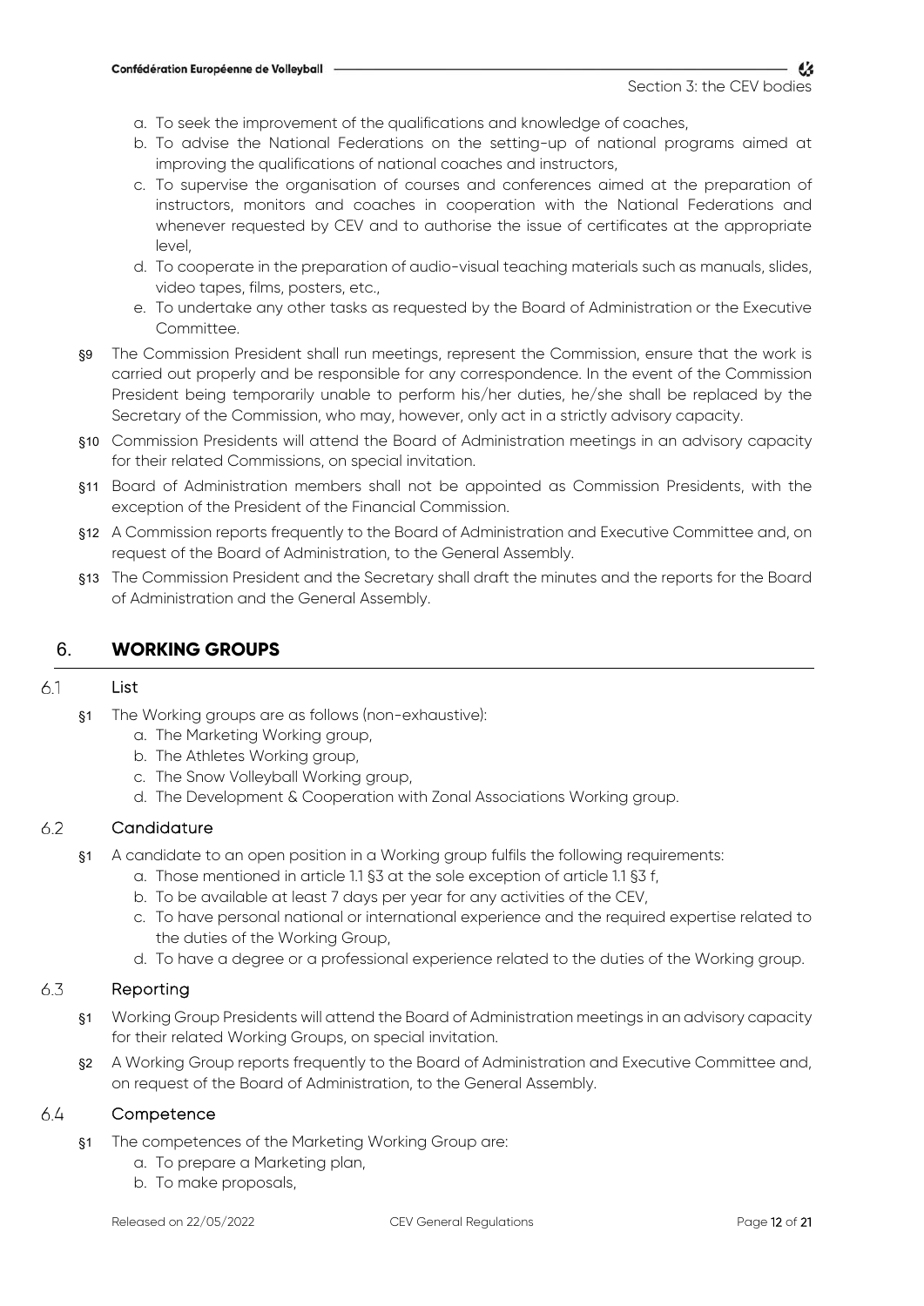a. To seek the improvement of the qualifications and knowledge of coaches,
b. To advise the National Federations on the setting-up of national programs aimed at improving the qualifications of national coaches and instructors,
c. To supervise the organisation of courses and conferences aimed at the preparation of instructors, monitors and coaches in cooperation with the National Federations and whenever requested by CEV and to authorise the issue of certificates at the appropriate level,
d. To cooperate in the preparation of audio-visual teaching materials such as manuals, slides, video tapes, films, posters, etc.,
e. To undertake any other tasks as requested by the Board of Administration or the Executive Committee.

§9 The Commission President shall run meetings, represent the Commission, ensure that the work is carried out properly and be responsible for any correspondence. In the event of the Commission President being temporarily unable to perform his/her duties, he/she shall be replaced by the Secretary of the Commission, who may, however, only act in a strictly advisory capacity.

§10 Commission Presidents will attend the Board of Administration meetings in an advisory capacity for their related Commissions, on special invitation.

§11 Board of Administration members shall not be appointed as Commission Presidents, with the exception of the President of the Financial Commission.

§12 A Commission reports frequently to the Board of Administration and Executive Committee and, on request of the Board of Administration, to the General Assembly.

§13 The Commission President and the Secretary shall draft the minutes and the reports for the Board of Administration and the General Assembly.

## 6. WORKING GROUPS

### 6.1 List

§1 The Working groups are as follows (non-exhaustive):
a. The Marketing Working group,
b. The Athletes Working group,
c. The Snow Volleyball Working group,
d. The Development & Cooperation with Zonal Associations Working group.

### 6.2 Candidature

§1 A candidate to an open position in a Working group fulfils the following requirements:
a. Those mentioned in article 1.1 §3 at the sole exception of article 1.1 §3 f,
b. To be available at least 7 days per year for any activities of the CEV,
c. To have personal national or international experience and the required expertise related to the duties of the Working Group,
d. To have a degree or a professional experience related to the duties of the Working group.

### 6.3 Reporting

§1 Working Group Presidents will attend the Board of Administration meetings in an advisory capacity for their related Working Groups, on special invitation.

§2 A Working Group reports frequently to the Board of Administration and Executive Committee and, on request of the Board of Administration, to the General Assembly.

### 6.4 Competence

§1 The competences of the Marketing Working Group are:
a. To prepare a Marketing plan,
b. To make proposals,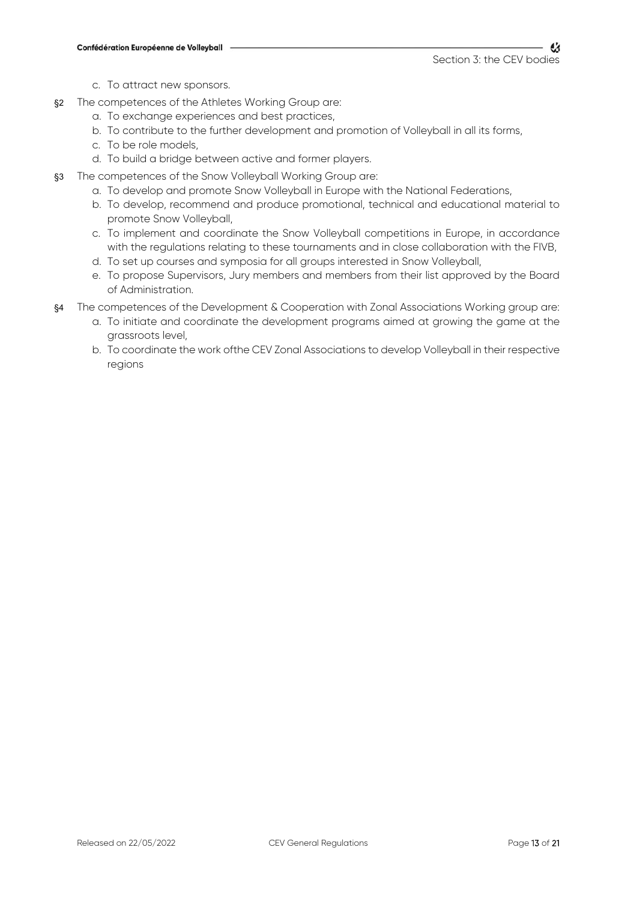c. To attract new sponsors.

§2 The competences of the Athletes Working Group are:

a. To exchange experiences and best practices,
b. To contribute to the further development and promotion of Volleyball in all its forms,
c. To be role models,
d. To build a bridge between active and former players.

§3 The competences of the Snow Volleyball Working Group are:

a. To develop and promote Snow Volleyball in Europe with the National Federations,
b. To develop, recommend and produce promotional, technical and educational material to promote Snow Volleyball,
c. To implement and coordinate the Snow Volleyball competitions in Europe, in accordance with the regulations relating to these tournaments and in close collaboration with the FIVB,
d. To set up courses and symposia for all groups interested in Snow Volleyball,
e. To propose Supervisors, Jury members and members from their list approved by the Board of Administration.

§4 The competences of the Development & Cooperation with Zonal Associations Working group are:

a. To initiate and coordinate the development programs aimed at growing the game at the grassroots level,
b. To coordinate the work ofthe CEV Zonal Associations to develop Volleyball in their respective regions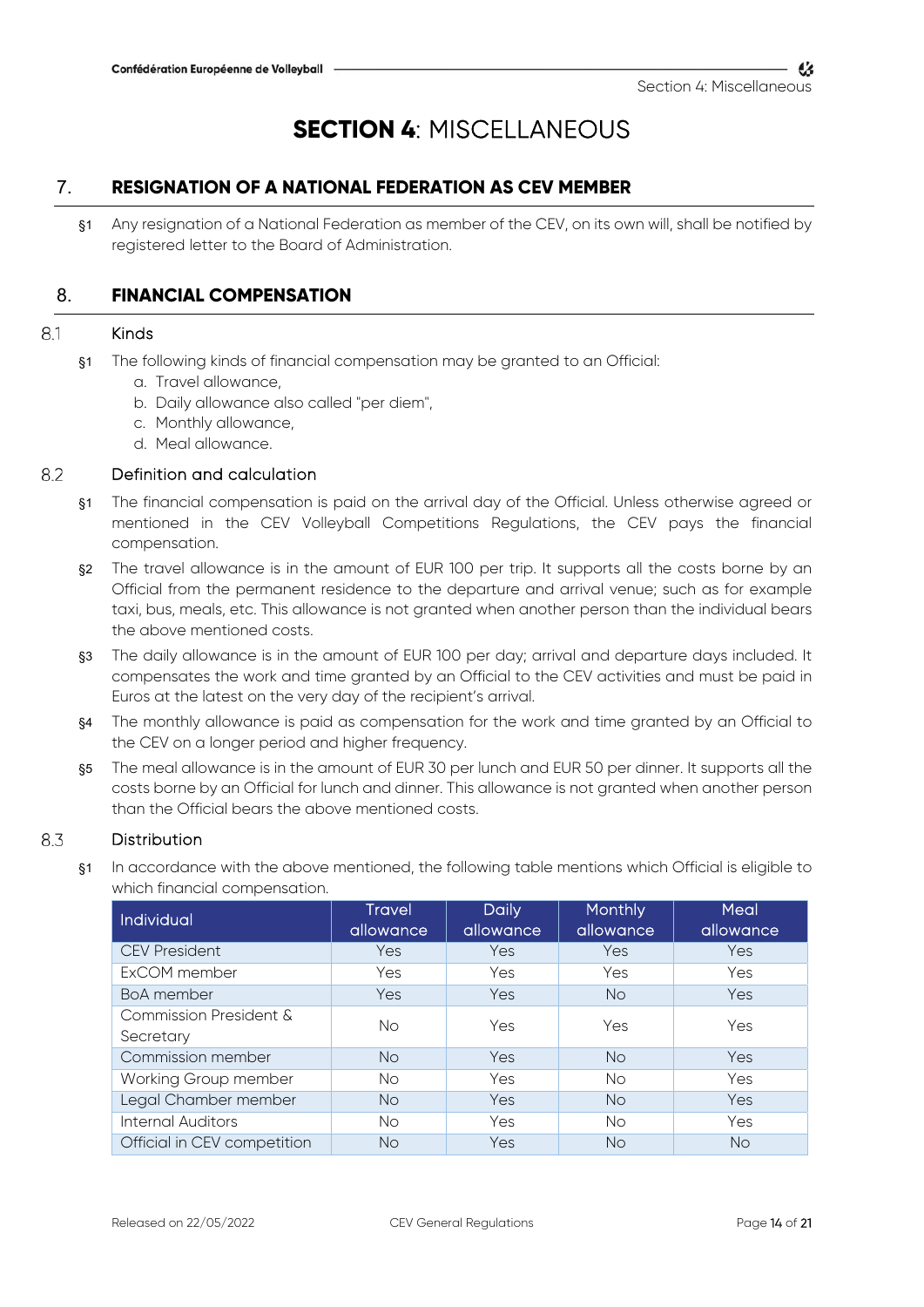# SECTION 4: MISCELLANEOUS

## 7. RESIGNATION OF A NATIONAL FEDERATION AS CEV MEMBER

§1 Any resignation of a National Federation as member of the CEV, on its own will, shall be notified by registered letter to the Board of Administration.

## 8. FINANCIAL COMPENSATION

### 8.1 Kinds

§1 The following kinds of financial compensation may be granted to an Official:

a. Travel allowance,
b. Daily allowance also called "per diem",
c. Monthly allowance,
d. Meal allowance.

### 8.2 Definition and calculation

§1 The financial compensation is paid on the arrival day of the Official. Unless otherwise agreed or mentioned in the CEV Volleyball Competitions Regulations, the CEV pays the financial compensation.

§2 The travel allowance is in the amount of EUR 100 per trip. It supports all the costs borne by an Official from the permanent residence to the departure and arrival venue; such as for example taxi, bus, meals, etc. This allowance is not granted when another person than the individual bears the above mentioned costs.

§3 The daily allowance is in the amount of EUR 100 per day; arrival and departure days included. It compensates the work and time granted by an Official to the CEV activities and must be paid in Euros at the latest on the very day of the recipient's arrival.

§4 The monthly allowance is paid as compensation for the work and time granted by an Official to the CEV on a longer period and higher frequency.

§5 The meal allowance is in the amount of EUR 30 per lunch and EUR 50 per dinner. It supports all the costs borne by an Official for lunch and dinner. This allowance is not granted when another person than the Official bears the above mentioned costs.

### 8.3 Distribution

§1 In accordance with the above mentioned, the following table mentions which Official is eligible to which financial compensation.

| Individual | Travel allowance | Daily allowance | Monthly allowance | Meal allowance |
|---|---|---|---|---|
| CEV President | Yes | Yes | Yes | Yes |
| ExCOM member | Yes | Yes | Yes | Yes |
| BoA member | Yes | Yes | No | Yes |
| Commission President & Secretary | No | Yes | Yes | Yes |
| Commission member | No | Yes | No | Yes |
| Working Group member | No | Yes | No | Yes |
| Legal Chamber member | No | Yes | No | Yes |
| Internal Auditors | No | Yes | No | Yes |
| Official in CEV competition | No | Yes | No | No |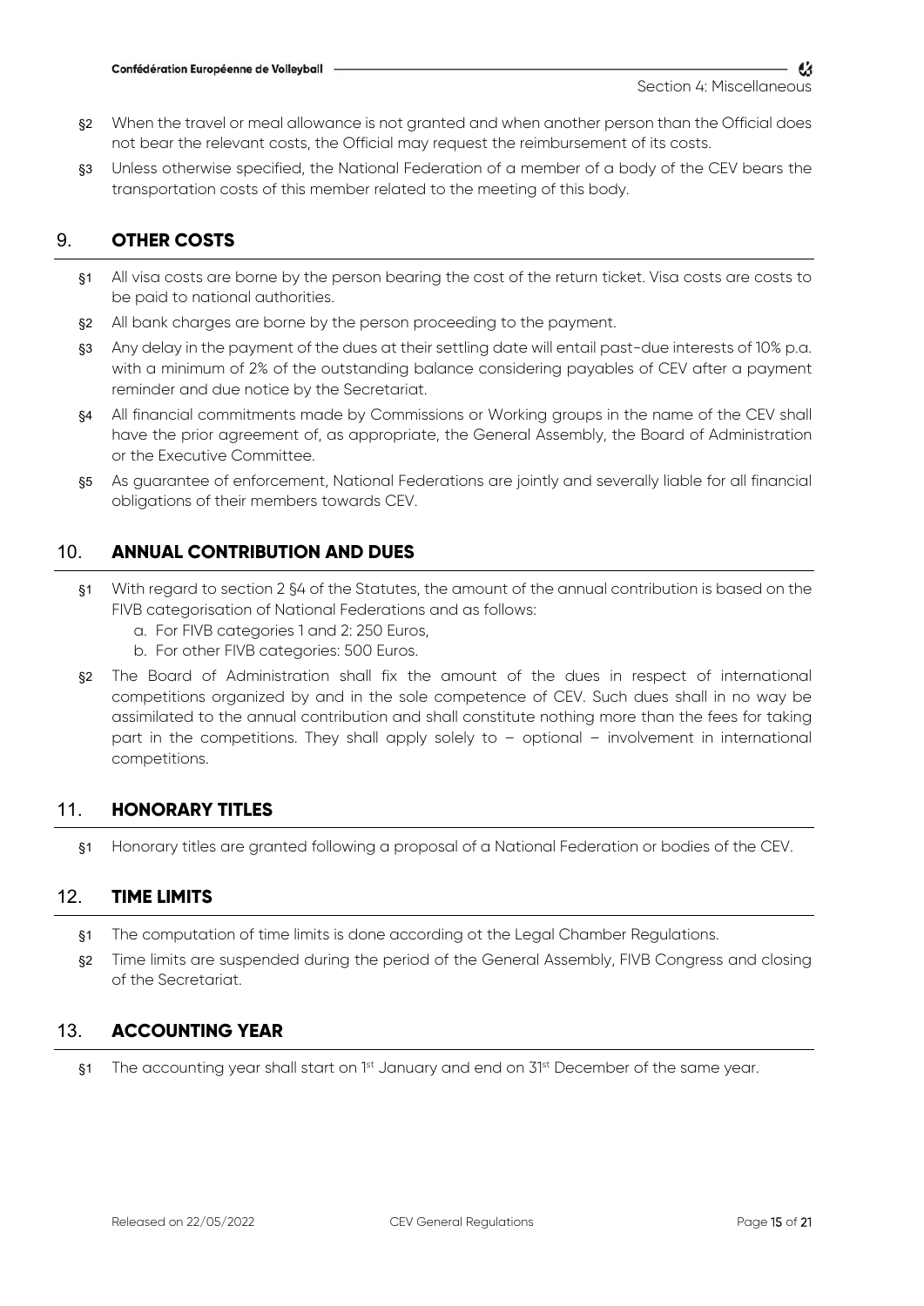§2 When the travel or meal allowance is not granted and when another person than the Official does not bear the relevant costs, the Official may request the reimbursement of its costs.

§3 Unless otherwise specified, the National Federation of a member of a body of the CEV bears the transportation costs of this member related to the meeting of this body.

## 9. OTHER COSTS

§1 All visa costs are borne by the person bearing the cost of the return ticket. Visa costs are costs to be paid to national authorities.

§2 All bank charges are borne by the person proceeding to the payment.

§3 Any delay in the payment of the dues at their settling date will entail past-due interests of 10% p.a. with a minimum of 2% of the outstanding balance considering payables of CEV after a payment reminder and due notice by the Secretariat.

§4 All financial commitments made by Commissions or Working groups in the name of the CEV shall have the prior agreement of, as appropriate, the General Assembly, the Board of Administration or the Executive Committee.

§5 As guarantee of enforcement, National Federations are jointly and severally liable for all financial obligations of their members towards CEV.

## 10. ANNUAL CONTRIBUTION AND DUES

§1 With regard to section 2 §4 of the Statutes, the amount of the annual contribution is based on the FIVB categorisation of National Federations and as follows:

a. For FIVB categories 1 and 2: 250 Euros,
b. For other FIVB categories: 500 Euros.

§2 The Board of Administration shall fix the amount of the dues in respect of international competitions organized by and in the sole competence of CEV. Such dues shall in no way be assimilated to the annual contribution and shall constitute nothing more than the fees for taking part in the competitions. They shall apply solely to – optional – involvement in international competitions.

## 11. HONORARY TITLES

§1 Honorary titles are granted following a proposal of a National Federation or bodies of the CEV.

## 12. TIME LIMITS

§1 The computation of time limits is done according ot the Legal Chamber Regulations.

§2 Time limits are suspended during the period of the General Assembly, FIVB Congress and closing of the Secretariat.

## 13. ACCOUNTING YEAR

§1 The accounting year shall start on 1st January and end on 31st December of the same year.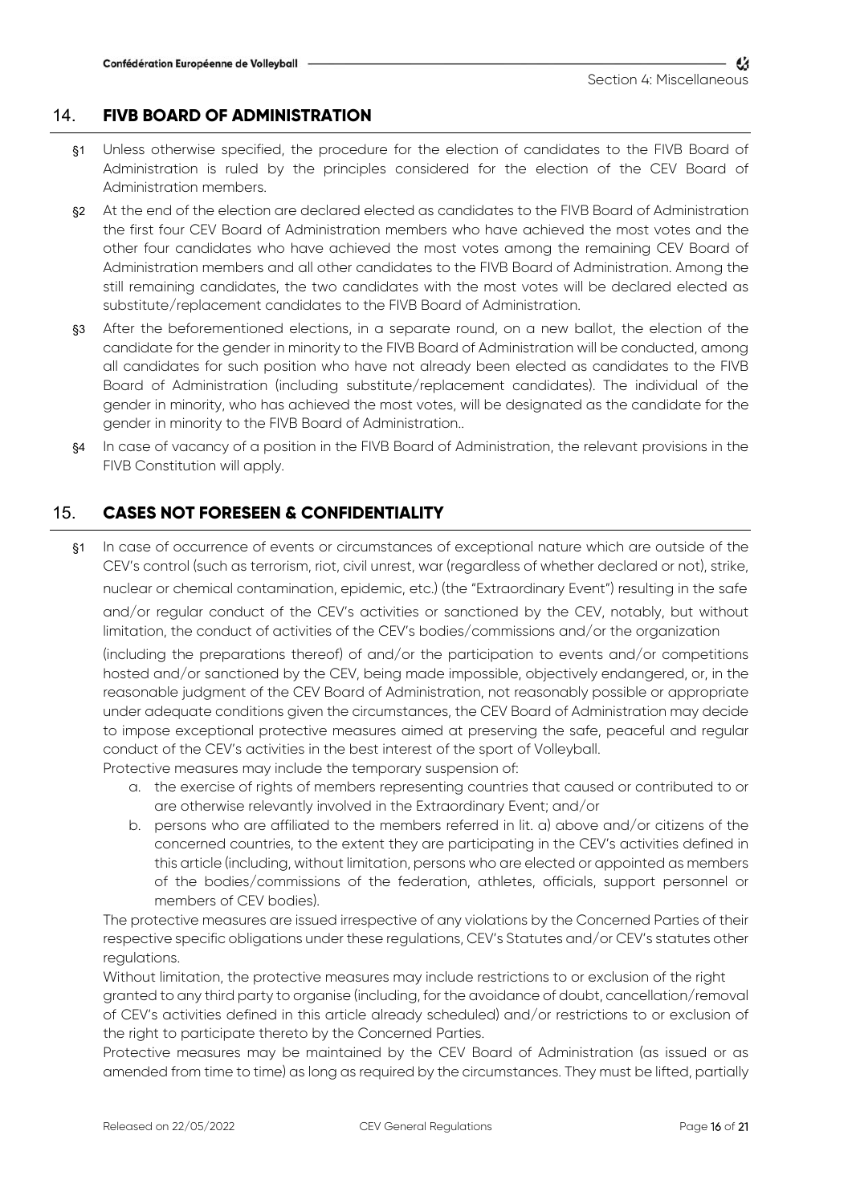## 14. FIVB BOARD OF ADMINISTRATION

§1 Unless otherwise specified, the procedure for the election of candidates to the FIVB Board of Administration is ruled by the principles considered for the election of the CEV Board of Administration members.

§2 At the end of the election are declared elected as candidates to the FIVB Board of Administration the first four CEV Board of Administration members who have achieved the most votes and the other four candidates who have achieved the most votes among the remaining CEV Board of Administration members and all other candidates to the FIVB Board of Administration. Among the still remaining candidates, the two candidates with the most votes will be declared elected as substitute/replacement candidates to the FIVB Board of Administration.

§3 After the beforementioned elections, in a separate round, on a new ballot, the election of the candidate for the gender in minority to the FIVB Board of Administration will be conducted, among all candidates for such position who have not already been elected as candidates to the FIVB Board of Administration (including substitute/replacement candidates). The individual of the gender in minority, who has achieved the most votes, will be designated as the candidate for the gender in minority to the FIVB Board of Administration..

§4 In case of vacancy of a position in the FIVB Board of Administration, the relevant provisions in the FIVB Constitution will apply.

## 15. CASES NOT FORESEEN & CONFIDENTIALITY

§1 In case of occurrence of events or circumstances of exceptional nature which are outside of the CEV's control (such as terrorism, riot, civil unrest, war (regardless of whether declared or not), strike, nuclear or chemical contamination, epidemic, etc.) (the "Extraordinary Event") resulting in the safe and/or regular conduct of the CEV's activities or sanctioned by the CEV, notably, but without limitation, the conduct of activities of the CEV's bodies/commissions and/or the organization (including the preparations thereof) of and/or the participation to events and/or competitions hosted and/or sanctioned by the CEV, being made impossible, objectively endangered, or, in the reasonable judgment of the CEV Board of Administration, not reasonably possible or appropriate under adequate conditions given the circumstances, the CEV Board of Administration may decide to impose exceptional protective measures aimed at preserving the safe, peaceful and regular conduct of the CEV's activities in the best interest of the sport of Volleyball.

Protective measures may include the temporary suspension of:

a. the exercise of rights of members representing countries that caused or contributed to or are otherwise relevantly involved in the Extraordinary Event; and/or
b. persons who are affiliated to the members referred in lit. a) above and/or citizens of the concerned countries, to the extent they are participating in the CEV's activities defined in this article (including, without limitation, persons who are elected or appointed as members of the bodies/commissions of the federation, athletes, officials, support personnel or members of CEV bodies).

The protective measures are issued irrespective of any violations by the Concerned Parties of their respective specific obligations under these regulations, CEV's Statutes and/or CEV's statutes other regulations.

Without limitation, the protective measures may include restrictions to or exclusion of the right granted to any third party to organise (including, for the avoidance of doubt, cancellation/removal of CEV's activities defined in this article already scheduled) and/or restrictions to or exclusion of the right to participate thereto by the Concerned Parties.

Protective measures may be maintained by the CEV Board of Administration (as issued or as amended from time to time) as long as required by the circumstances. They must be lifted, partially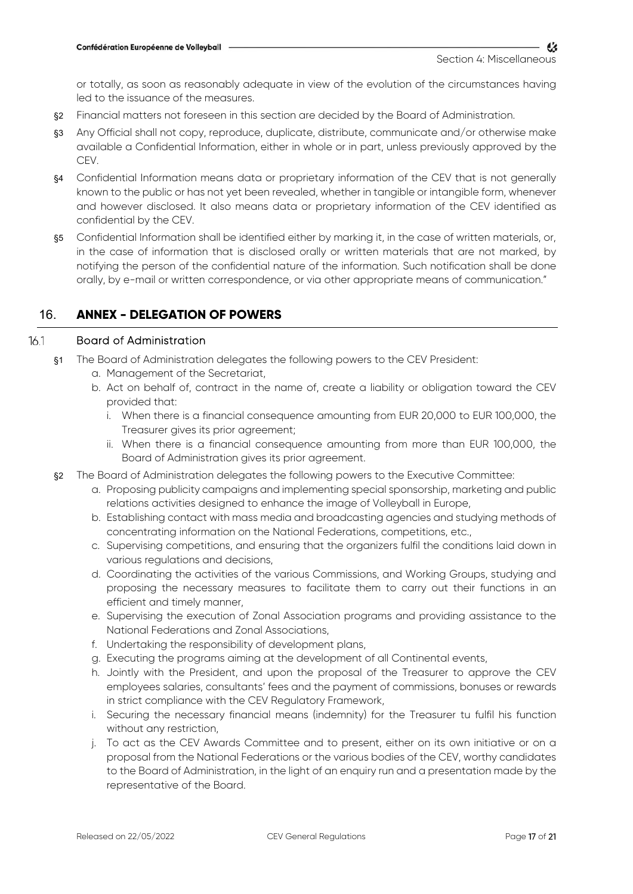or totally, as soon as reasonably adequate in view of the evolution of the circumstances having led to the issuance of the measures.

§2 Financial matters not foreseen in this section are decided by the Board of Administration.

§3 Any Official shall not copy, reproduce, duplicate, distribute, communicate and/or otherwise make available a Confidential Information, either in whole or in part, unless previously approved by the CEV.

§4 Confidential Information means data or proprietary information of the CEV that is not generally known to the public or has not yet been revealed, whether in tangible or intangible form, whenever and however disclosed. It also means data or proprietary information of the CEV identified as confidential by the CEV.

§5 Confidential Information shall be identified either by marking it, in the case of written materials, or, in the case of information that is disclosed orally or written materials that are not marked, by notifying the person of the confidential nature of the information. Such notification shall be done orally, by e-mail or written correspondence, or via other appropriate means of communication."

## 16. ANNEX - DELEGATION OF POWERS

### 16.1 Board of Administration

§1 The Board of Administration delegates the following powers to the CEV President:

a. Management of the Secretariat,
b. Act on behalf of, contract in the name of, create a liability or obligation toward the CEV provided that:
   i. When there is a financial consequence amounting from EUR 20,000 to EUR 100,000, the Treasurer gives its prior agreement;
   ii. When there is a financial consequence amounting from more than EUR 100,000, the Board of Administration gives its prior agreement.

§2 The Board of Administration delegates the following powers to the Executive Committee:

a. Proposing publicity campaigns and implementing special sponsorship, marketing and public relations activities designed to enhance the image of Volleyball in Europe,
b. Establishing contact with mass media and broadcasting agencies and studying methods of concentrating information on the National Federations, competitions, etc.,
c. Supervising competitions, and ensuring that the organizers fulfil the conditions laid down in various regulations and decisions,
d. Coordinating the activities of the various Commissions, and Working Groups, studying and proposing the necessary measures to facilitate them to carry out their functions in an efficient and timely manner,
e. Supervising the execution of Zonal Association programs and providing assistance to the National Federations and Zonal Associations,
f. Undertaking the responsibility of development plans,
g. Executing the programs aiming at the development of all Continental events,
h. Jointly with the President, and upon the proposal of the Treasurer to approve the CEV employees salaries, consultants' fees and the payment of commissions, bonuses or rewards in strict compliance with the CEV Regulatory Framework,
i. Securing the necessary financial means (indemnity) for the Treasurer tu fulfil his function without any restriction,
j. To act as the CEV Awards Committee and to present, either on its own initiative or on a proposal from the National Federations or the various bodies of the CEV, worthy candidates to the Board of Administration, in the light of an enquiry run and a presentation made by the representative of the Board.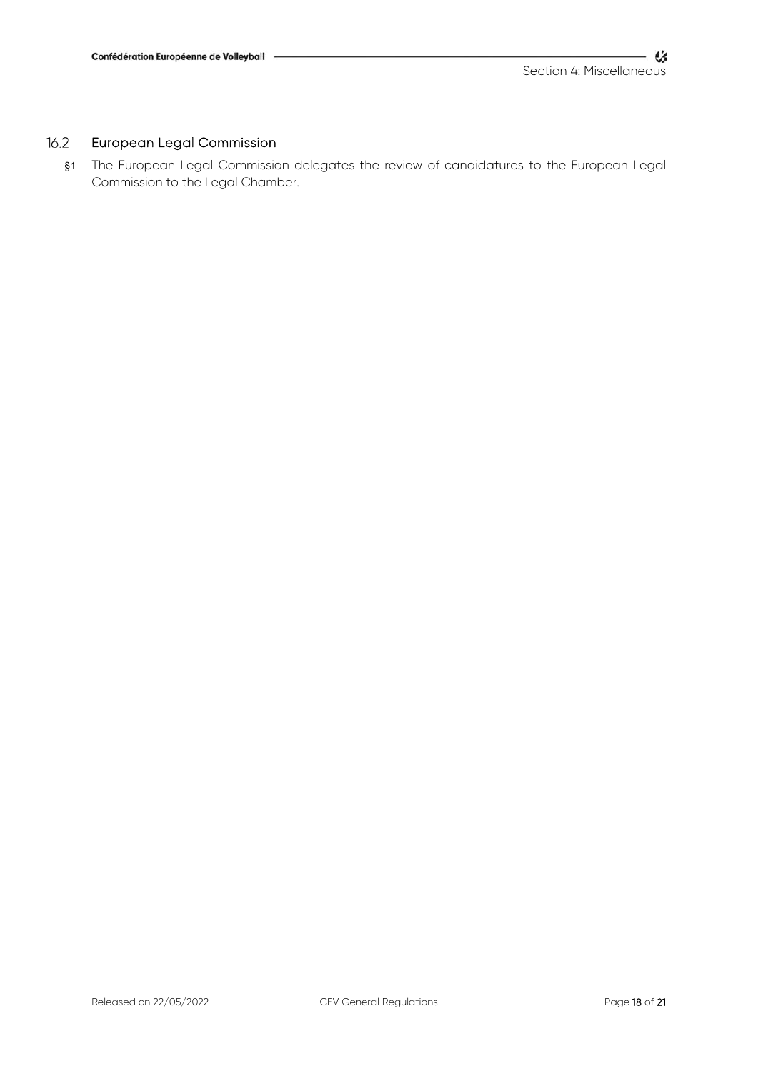### 16.2 European Legal Commission

§1 The European Legal Commission delegates the review of candidatures to the European Legal Commission to the Legal Chamber.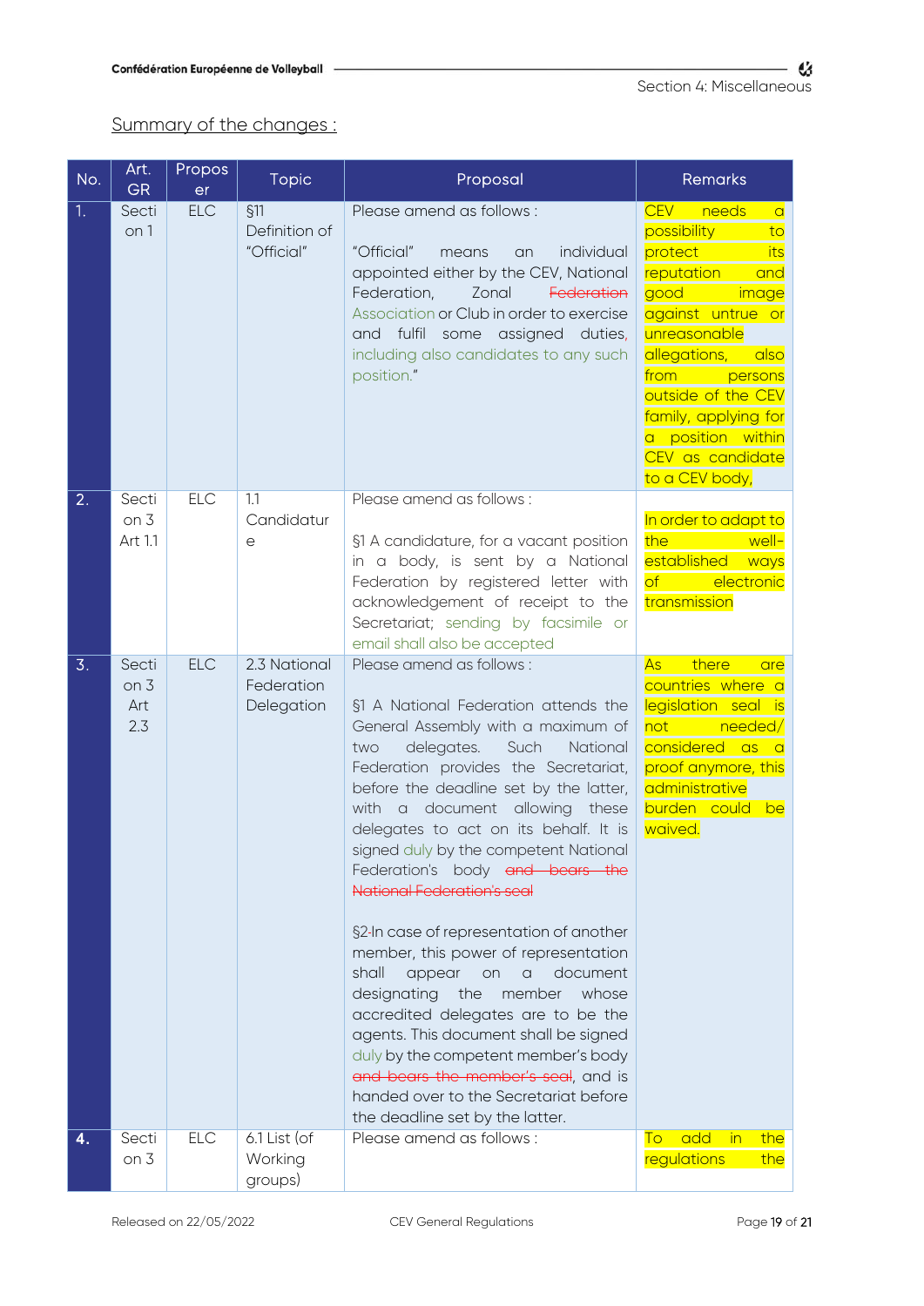Section 4: Miscellaneous

## Summary of the changes :

| No. | Art. GR | Proposer | Topic | Proposal | Remarks |
|---|---|---|---|---|---|
| 1. | Section 1 | ELC | §11 Definition of "Official" | Please amend as follows :<br><br>"Official" means an individual appointed either by the CEV, National Federation, Zonal ~~Federation~~ Association or Club in order to exercise and fulfil some assigned duties, including also candidates to any such position." | CEV needs a possibility to protect its reputation and good image against untrue or unreasonable allegations, also from persons outside of the CEV family, applying for a position within CEV as candidate to a CEV body, |
| 2. | Section 3 Art 1.1 | ELC | 1.1 Candidature | Please amend as follows :<br><br>§1 A candidature, for a vacant position in a body, is sent by a National Federation by registered letter with acknowledgement of receipt to the Secretariat; sending by facsimile or email shall also be accepted | In order to adapt to the well-established ways of electronic transmission |
| 3. | Section 3 Art 2.3 | ELC | 2.3 National Federation Delegation | Please amend as follows :<br><br>§1 A National Federation attends the General Assembly with a maximum of two delegates. Such National Federation provides the Secretariat, before the deadline set by the latter, with a document allowing these delegates to act on its behalf. It is signed duly by the competent National Federation's body ~~and bears the National Federation's seal~~<br><br>§2 In case of representation of another member, this power of representation shall appear on a document designating the member whose accredited delegates are to be the agents. This document shall be signed duly by the competent member's body ~~and bears the member's seal~~, and is handed over to the Secretariat before the deadline set by the latter. | As there are countries where a legislation seal is not needed/ considered as a proof anymore, this administrative burden could be waived. |
| 4. | Section 3 | ELC | 6.1 List (of Working groups) | Please amend as follows : | To add in the regulations the |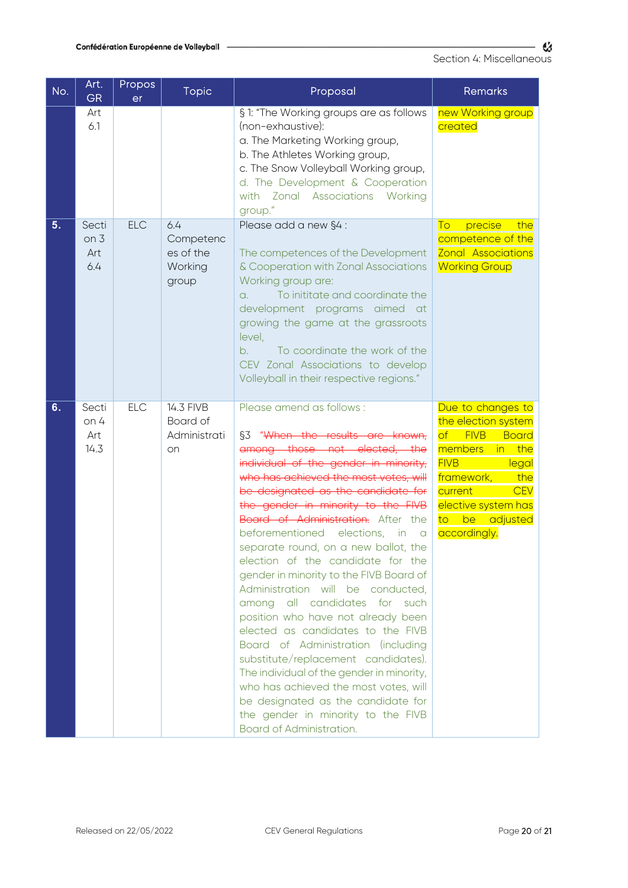| No. | Art. GR | Proposer | Topic | Proposal | Remarks |
|---|---|---|---|---|---|
| | Art 6.1 | | | § 1: "The Working groups are as follows (non-exhaustive):<br>a. The Marketing Working group,<br>b. The Athletes Working group,<br>c. The Snow Volleyball Working group,<br>d. The Development & Cooperation with Zonal Associations Working group." | new Working group created |
| **5.** | Section 3 Art 6.4 | ELC | 6.4 Competences of the Working group | Please add a new §4 :<br><br>The competences of the Development & Cooperation with Zonal Associations Working group are:<br>a. To inititate and coordinate the development programs aimed at growing the game at the grassroots level,<br>b. To coordinate the work of the CEV Zonal Associations to develop Volleyball in their respective regions." | To precise the competence of the Zonal Associations Working Group |
| **6.** | Section 4 Art 14.3 | ELC | 14.3 FIVB Board of Administration | Please amend as follows :<br><br>§3 ~~"When the results are known, among those not elected, the individual of the gender in minority, who has achieved the most votes, will be designated as the candidate for the gender in minority to the FIVB Board of Administration.~~ After the beforementioned elections, in a separate round, on a new ballot, the election of the candidate for the gender in minority to the FIVB Board of Administration will be conducted, among all candidates for such position who have not already been elected as candidates to the FIVB Board of Administration (including substitute/replacement candidates). The individual of the gender in minority, who has achieved the most votes, will be designated as the candidate for the gender in minority to the FIVB Board of Administration. | Due to changes to the election system of FIVB Board members in the FIVB legal framework, the current CEV elective system has to be adjusted accordingly. |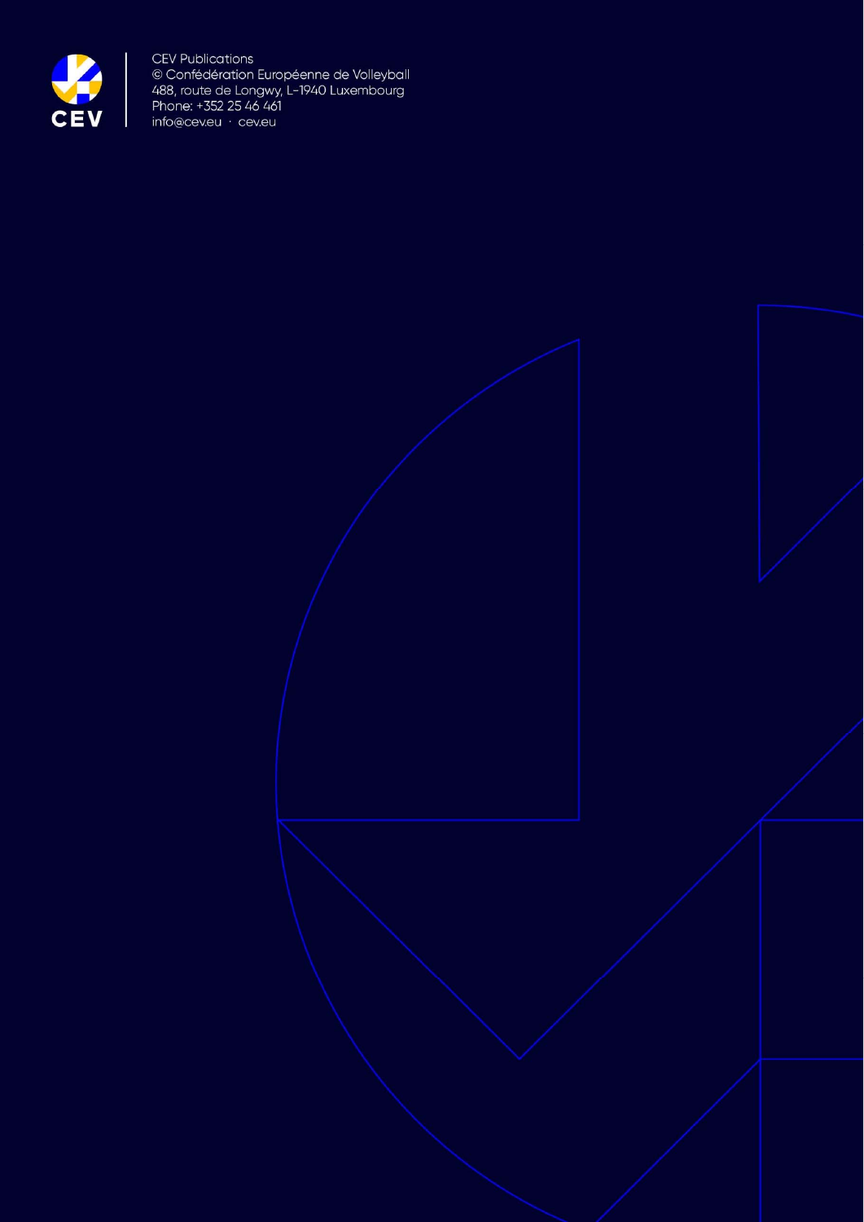CEV Publications
© Confédération Européenne de Volleyball
488, route de Longwy, L-1940 Luxembourg
Phone: +352 25 46 461
info@cev.eu · cev.eu